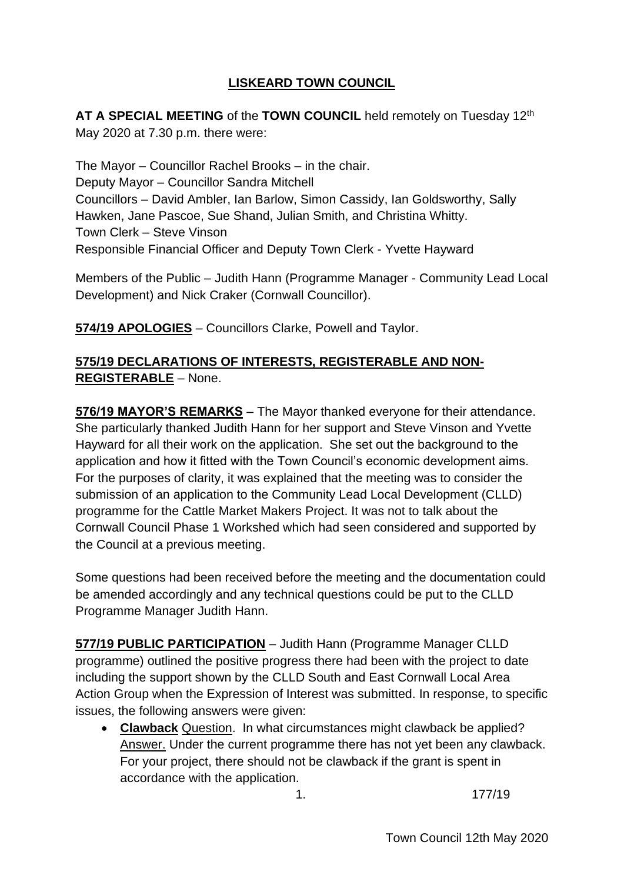# LISKEARD TOWN COUNCIL

**AT A SPECIAL MEETING** of the **TOWN COUNCIL** held remotely on Tuesday 12th May 2020 at 7.30 p.m. there were:

The Mayor – Councillor Rachel Brooks – in the chair.
Deputy Mayor – Councillor Sandra Mitchell
Councillors – David Ambler, Ian Barlow, Simon Cassidy, Ian Goldsworthy, Sally Hawken, Jane Pascoe, Sue Shand, Julian Smith, and Christina Whitty.
Town Clerk – Steve Vinson
Responsible Financial Officer and Deputy Town Clerk - Yvette Hayward

Members of the Public – Judith Hann (Programme Manager - Community Lead Local Development) and Nick Craker (Cornwall Councillor).

**574/19 APOLOGIES** – Councillors Clarke, Powell and Taylor.

**575/19 DECLARATIONS OF INTERESTS, REGISTERABLE AND NON-REGISTERABLE** – None.

**576/19 MAYOR'S REMARKS** – The Mayor thanked everyone for their attendance. She particularly thanked Judith Hann for her support and Steve Vinson and Yvette Hayward for all their work on the application. She set out the background to the application and how it fitted with the Town Council's economic development aims. For the purposes of clarity, it was explained that the meeting was to consider the submission of an application to the Community Lead Local Development (CLLD) programme for the Cattle Market Makers Project. It was not to talk about the Cornwall Council Phase 1 Workshed which had seen considered and supported by the Council at a previous meeting.

Some questions had been received before the meeting and the documentation could be amended accordingly and any technical questions could be put to the CLLD Programme Manager Judith Hann.

**577/19 PUBLIC PARTICIPATION** – Judith Hann (Programme Manager CLLD programme) outlined the positive progress there had been with the project to date including the support shown by the CLLD South and East Cornwall Local Area Action Group when the Expression of Interest was submitted. In response, to specific issues, the following answers were given:

- **Clawback** Question. In what circumstances might clawback be applied? Answer. Under the current programme there has not yet been any clawback. For your project, there should not be clawback if the grant is spent in accordance with the application.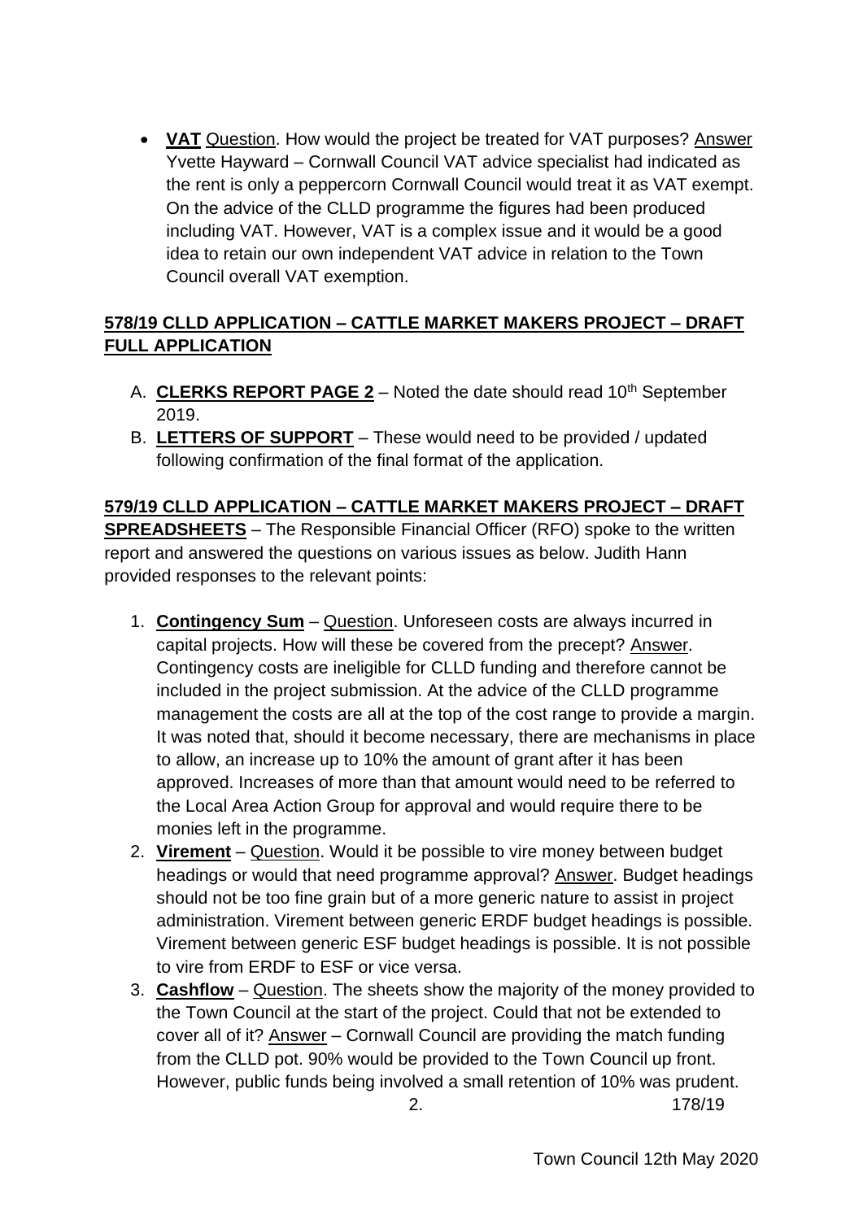- **VAT** Question. How would the project be treated for VAT purposes? Answer Yvette Hayward – Cornwall Council VAT advice specialist had indicated as the rent is only a peppercorn Cornwall Council would treat it as VAT exempt. On the advice of the CLLD programme the figures had been produced including VAT. However, VAT is a complex issue and it would be a good idea to retain our own independent VAT advice in relation to the Town Council overall VAT exemption.

**578/19 CLLD APPLICATION – CATTLE MARKET MAKERS PROJECT – DRAFT FULL APPLICATION**

A. **CLERKS REPORT PAGE 2** – Noted the date should read 10th September 2019.
B. **LETTERS OF SUPPORT** – These would need to be provided / updated following confirmation of the final format of the application.

**579/19 CLLD APPLICATION – CATTLE MARKET MAKERS PROJECT – DRAFT SPREADSHEETS** – The Responsible Financial Officer (RFO) spoke to the written report and answered the questions on various issues as below. Judith Hann provided responses to the relevant points:

1. **Contingency Sum** – Question. Unforeseen costs are always incurred in capital projects. How will these be covered from the precept? Answer. Contingency costs are ineligible for CLLD funding and therefore cannot be included in the project submission. At the advice of the CLLD programme management the costs are all at the top of the cost range to provide a margin. It was noted that, should it become necessary, there are mechanisms in place to allow, an increase up to 10% the amount of grant after it has been approved. Increases of more than that amount would need to be referred to the Local Area Action Group for approval and would require there to be monies left in the programme.
2. **Virement** – Question. Would it be possible to vire money between budget headings or would that need programme approval? Answer. Budget headings should not be too fine grain but of a more generic nature to assist in project administration. Virement between generic ERDF budget headings is possible. Virement between generic ESF budget headings is possible. It is not possible to vire from ERDF to ESF or vice versa.
3. **Cashflow** – Question. The sheets show the majority of the money provided to the Town Council at the start of the project. Could that not be extended to cover all of it? Answer – Cornwall Council are providing the match funding from the CLLD pot. 90% would be provided to the Town Council up front. However, public funds being involved a small retention of 10% was prudent.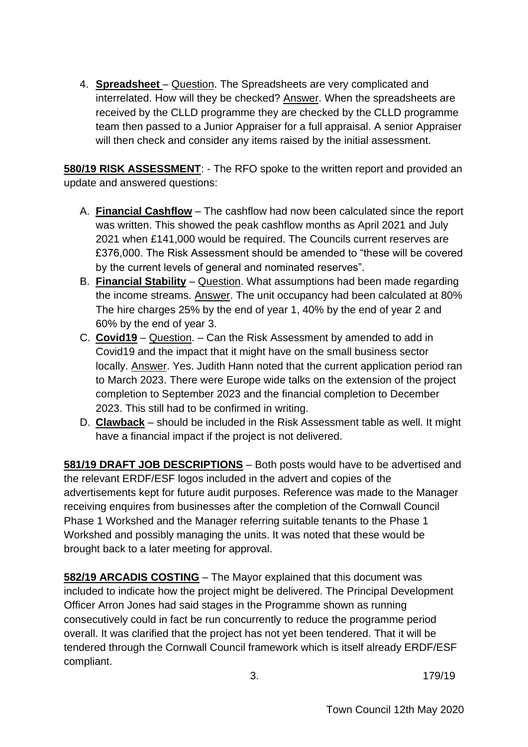4. **Spreadsheet** – Question. The Spreadsheets are very complicated and interrelated. How will they be checked? Answer. When the spreadsheets are received by the CLLD programme they are checked by the CLLD programme team then passed to a Junior Appraiser for a full appraisal. A senior Appraiser will then check and consider any items raised by the initial assessment.

**580/19 RISK ASSESSMENT**: - The RFO spoke to the written report and provided an update and answered questions:

A. **Financial Cashflow** – The cashflow had now been calculated since the report was written. This showed the peak cashflow months as April 2021 and July 2021 when £141,000 would be required. The Councils current reserves are £376,000. The Risk Assessment should be amended to "these will be covered by the current levels of general and nominated reserves".
B. **Financial Stability** – Question. What assumptions had been made regarding the income streams. Answer. The unit occupancy had been calculated at 80% The hire charges 25% by the end of year 1, 40% by the end of year 2 and 60% by the end of year 3.
C. **Covid19** – Question. – Can the Risk Assessment by amended to add in Covid19 and the impact that it might have on the small business sector locally. Answer. Yes. Judith Hann noted that the current application period ran to March 2023. There were Europe wide talks on the extension of the project completion to September 2023 and the financial completion to December 2023. This still had to be confirmed in writing.
D. **Clawback** – should be included in the Risk Assessment table as well. It might have a financial impact if the project is not delivered.

**581/19 DRAFT JOB DESCRIPTIONS** – Both posts would have to be advertised and the relevant ERDF/ESF logos included in the advert and copies of the advertisements kept for future audit purposes. Reference was made to the Manager receiving enquires from businesses after the completion of the Cornwall Council Phase 1 Workshed and the Manager referring suitable tenants to the Phase 1 Workshed and possibly managing the units. It was noted that these would be brought back to a later meeting for approval.

**582/19 ARCADIS COSTING** – The Mayor explained that this document was included to indicate how the project might be delivered. The Principal Development Officer Arron Jones had said stages in the Programme shown as running consecutively could in fact be run concurrently to reduce the programme period overall. It was clarified that the project has not yet been tendered. That it will be tendered through the Cornwall Council framework which is itself already ERDF/ESF compliant.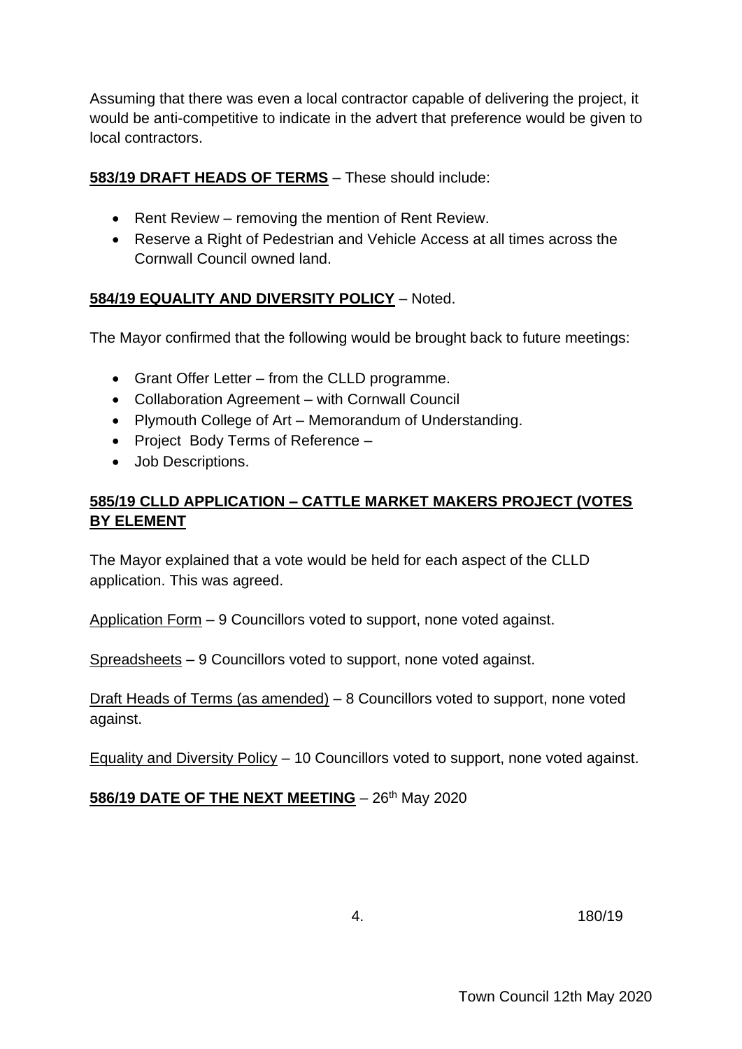Assuming that there was even a local contractor capable of delivering the project, it would be anti-competitive to indicate in the advert that preference would be given to local contractors.

**583/19 DRAFT HEADS OF TERMS** – These should include:

- Rent Review – removing the mention of Rent Review.
- Reserve a Right of Pedestrian and Vehicle Access at all times across the Cornwall Council owned land.

**584/19 EQUALITY AND DIVERSITY POLICY** – Noted.

The Mayor confirmed that the following would be brought back to future meetings:

- Grant Offer Letter – from the CLLD programme.
- Collaboration Agreement – with Cornwall Council
- Plymouth College of Art – Memorandum of Understanding.
- Project Body Terms of Reference –
- Job Descriptions.

**585/19 CLLD APPLICATION – CATTLE MARKET MAKERS PROJECT (VOTES BY ELEMENT**

The Mayor explained that a vote would be held for each aspect of the CLLD application. This was agreed.

Application Form – 9 Councillors voted to support, none voted against.

Spreadsheets – 9 Councillors voted to support, none voted against.

Draft Heads of Terms (as amended) – 8 Councillors voted to support, none voted against.

Equality and Diversity Policy – 10 Councillors voted to support, none voted against.

**586/19 DATE OF THE NEXT MEETING** – 26th May 2020